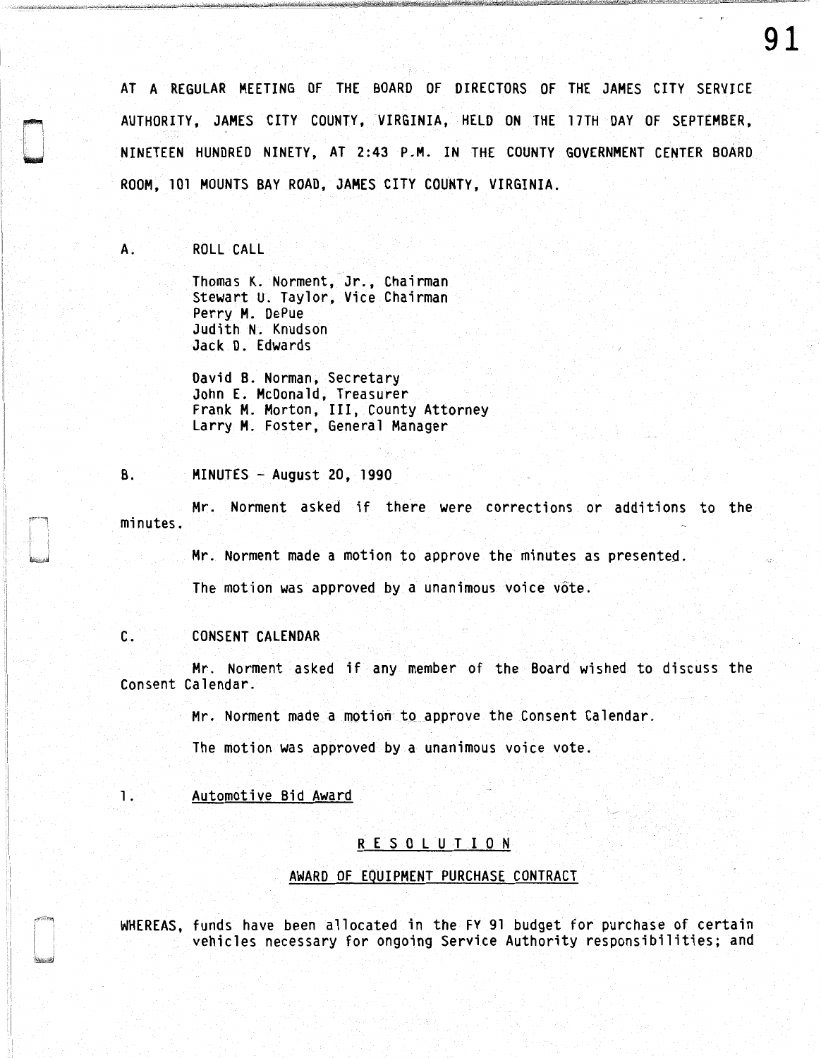AT A REGULAR MEETING OF THE BOARD OF DIRECTORS OF THE JAMES CITY SERVICE AUTHORITY, JAMES CITY COUNTY, VIRGINIA, HELD ON THE 17TH DAY OF SEPTEMBER, NINETEEN HUNDRED NINETY, AT 2:43 P.M. IN THE COUNTY GOVERNMENT CENTER BOARD ROOM, 101 MOUNTS BAY ROAD, JAMES CITY COUNTY, VIRGINIA.

A. ROLL CALL

Thomas K. Norment, Jr., Chairman
Stewart U. Taylor, Vice Chairman
Perry M. DePue
Judith N. Knudson
Jack D. Edwards

David B. Norman, Secretary
John E. McDonald, Treasurer
Frank M. Morton, III, County Attorney
Larry M. Foster, General Manager

B. MINUTES - August 20, 1990

Mr. Norment asked if there were corrections or additions to the minutes.

Mr. Norment made a motion to approve the minutes as presented.

The motion was approved by a unanimous voice vote.

C. CONSENT CALENDAR

Mr. Norment asked if any member of the Board wished to discuss the Consent Calendar.

Mr. Norment made a motion to approve the Consent Calendar.

The motion was approved by a unanimous voice vote.

1. Automotive Bid Award

## R E S O L U T I O N

### AWARD OF EQUIPMENT PURCHASE CONTRACT

WHEREAS, funds have been allocated in the FY 91 budget for purchase of certain vehicles necessary for ongoing Service Authority responsibilities; and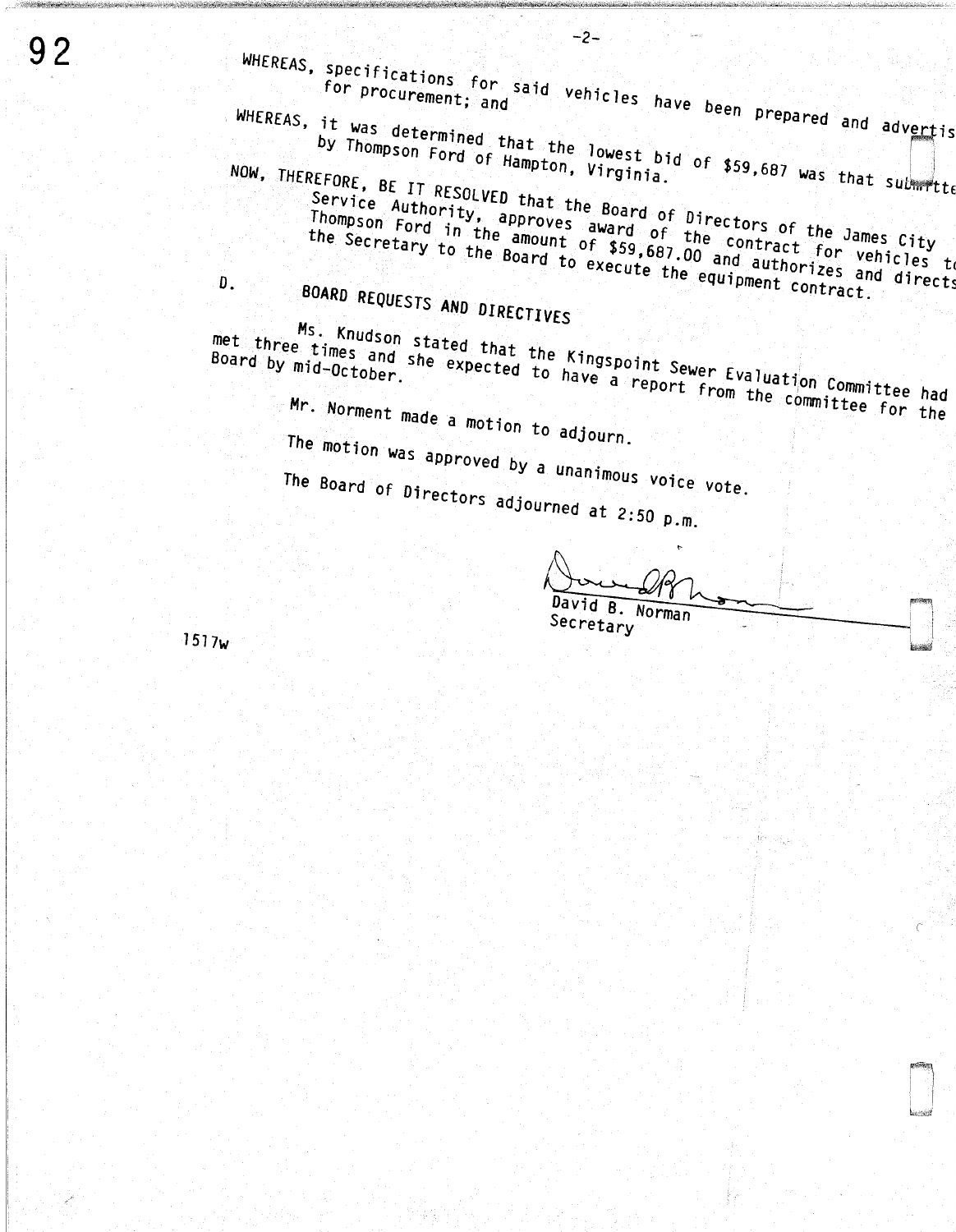WHEREAS, specifications for said vehicles have been prepared and advertis for procurement; and

WHEREAS, it was determined that the lowest bid of $59,687 was that submitte by Thompson Ford of Hampton, Virginia.

NOW, THEREFORE, BE IT RESOLVED that the Board of Directors of the James City Service Authority, approves award of the contract for vehicles t Thompson Ford in the amount of $59,687.00 and authorizes and directs the Secretary to the Board to execute the equipment contract.

D. BOARD REQUESTS AND DIRECTIVES

Ms. Knudson stated that the Kingspoint Sewer Evaluation Committee had met three times and she expected to have a report from the committee for the Board by mid-October.

Mr. Norment made a motion to adjourn.

The motion was approved by a unanimous voice vote.

The Board of Directors adjourned at 2:50 p.m.

David B. Norman
Secretary

1517w